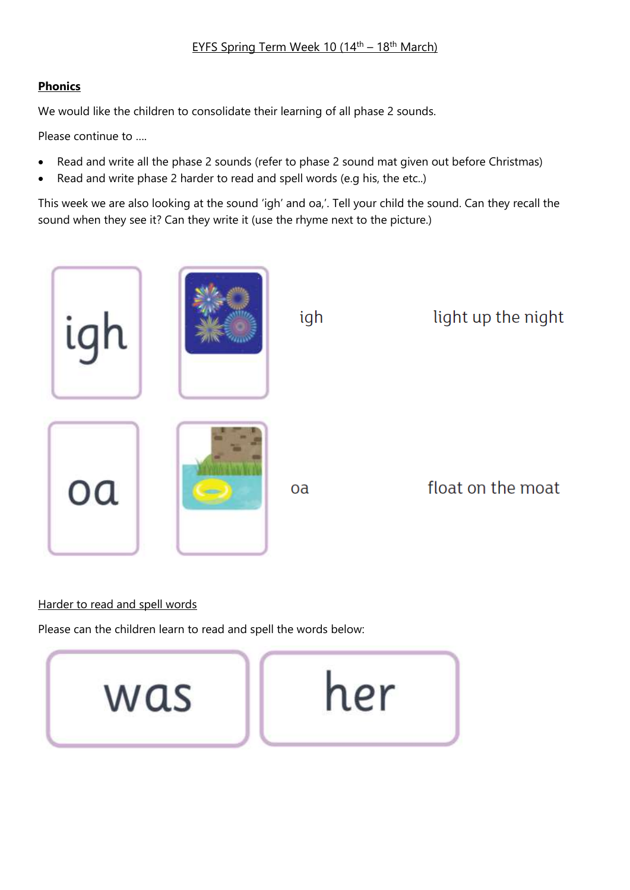EYFS Spring Term Week 10 (14th – 18th March)

**Phonics**

We would like the children to consolidate their learning of all phase 2 sounds.

Please continue to ….

- Read and write all the phase 2 sounds (refer to phase 2 sound mat given out before Christmas)
- Read and write phase 2 harder to read and spell words (e.g his, the etc..)

This week we are also looking at the sound 'igh' and oa,'. Tell your child the sound. Can they recall the sound when they see it? Can they write it (use the rhyme next to the picture.)

igh

igh — light up the night

oa

oa — float on the moat

Harder to read and spell words

Please can the children learn to read and spell the words below:

was

her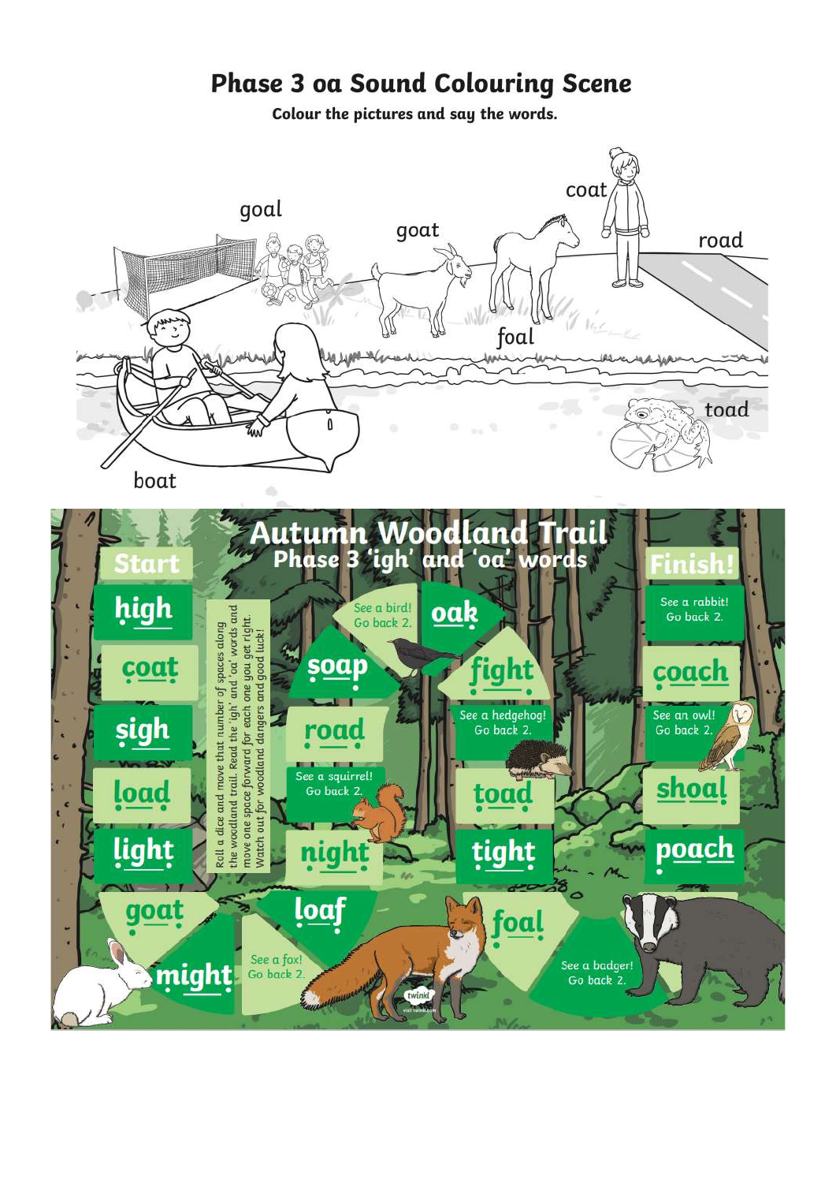# Phase 3 oa Sound Colouring Scene

**Colour the pictures and say the words.**

goal

goat

coat

road

foal

toad

boat

## Autumn Woodland Trail

### Phase 3 'igh' and 'oa' words

Roll a dice and move that number of spaces along the woodland trail. Read the 'igh' and 'oa' words and move one space forward for each one you get right. Watch out for woodland dangers and good luck!

Start

high

coat

sigh

load

light

goat

might

See a fox! Go back 2.

loaf

night

See a squirrel! Go back 2.

road

soap

See a bird! Go back 2.

oak

fight

See a hedgehog! Go back 2.

toad

tight

foal

See a badger! Go back 2.

poach

shoal

See an owl! Go back 2.

coach

See a rabbit! Go back 2.

Finish!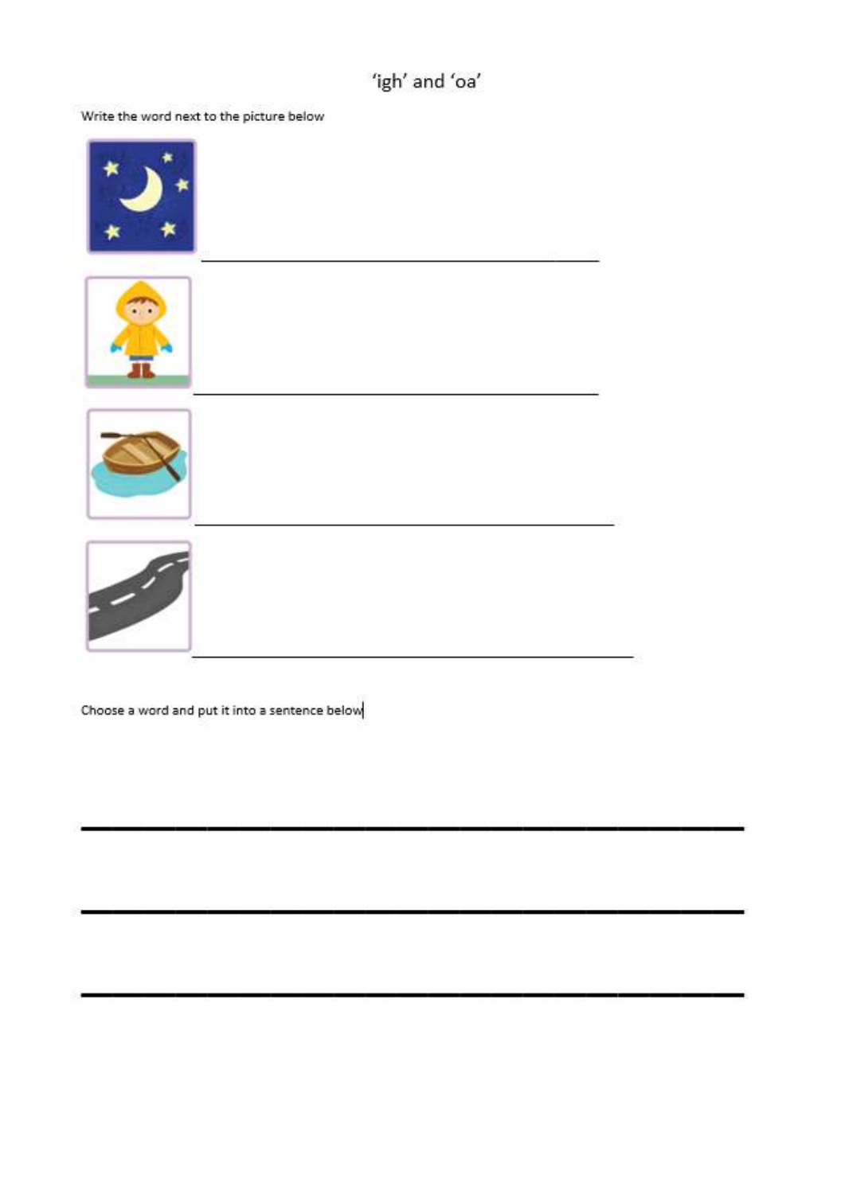# 'igh' and 'oa'

Write the word next to the picture below

\_\_\_\_\_\_\_\_\_\_\_\_\_\_\_\_\_\_\_\_\_\_\_\_\_\_\_\_\_\_\_\_\_\_\_\_\_\_\_\_

\_\_\_\_\_\_\_\_\_\_\_\_\_\_\_\_\_\_\_\_\_\_\_\_\_\_\_\_\_\_\_\_\_\_\_\_\_\_\_\_

\_\_\_\_\_\_\_\_\_\_\_\_\_\_\_\_\_\_\_\_\_\_\_\_\_\_\_\_\_\_\_\_\_\_\_\_\_\_\_\_

\_\_\_\_\_\_\_\_\_\_\_\_\_\_\_\_\_\_\_\_\_\_\_\_\_\_\_\_\_\_\_\_\_\_\_\_\_\_\_\_

Choose a word and put it into a sentence below

\_\_\_\_\_\_\_\_\_\_\_\_\_\_\_\_\_\_\_\_\_\_\_\_\_\_\_\_\_\_\_\_\_\_\_\_\_\_\_\_\_\_\_\_\_\_\_\_\_\_\_\_

\_\_\_\_\_\_\_\_\_\_\_\_\_\_\_\_\_\_\_\_\_\_\_\_\_\_\_\_\_\_\_\_\_\_\_\_\_\_\_\_\_\_\_\_\_\_\_\_\_\_\_\_

\_\_\_\_\_\_\_\_\_\_\_\_\_\_\_\_\_\_\_\_\_\_\_\_\_\_\_\_\_\_\_\_\_\_\_\_\_\_\_\_\_\_\_\_\_\_\_\_\_\_\_\_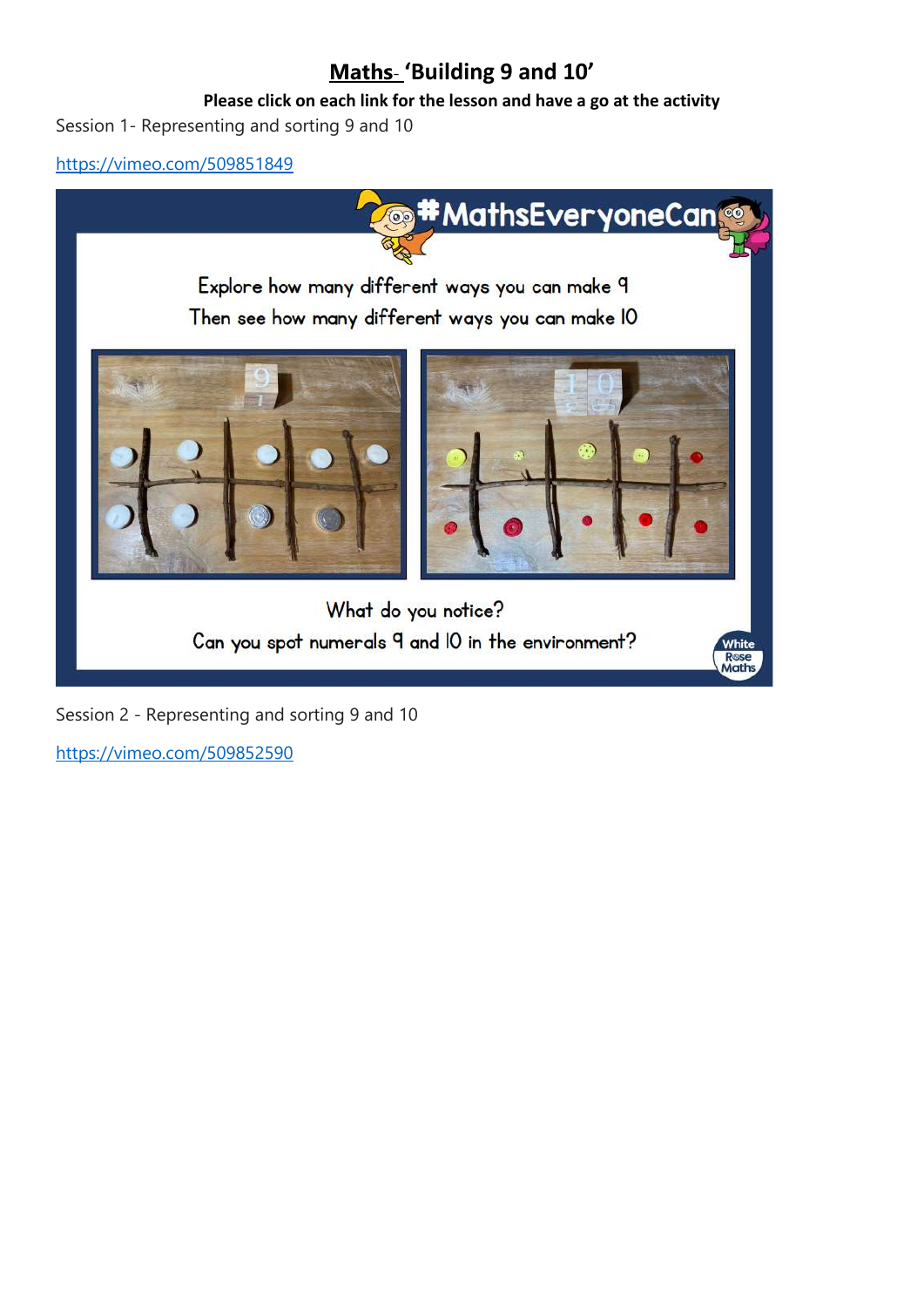# **Maths- 'Building 9 and 10'**

**Please click on each link for the lesson and have a go at the activity**

Session 1- Representing and sorting 9 and 10

https://vimeo.com/509851849

#MathsEveryoneCan

Explore how many different ways you can make 9

Then see how many different ways you can make 10

What do you notice?

Can you spot numerals 9 and 10 in the environment?

White Rose Maths

Session 2 - Representing and sorting 9 and 10

https://vimeo.com/509852590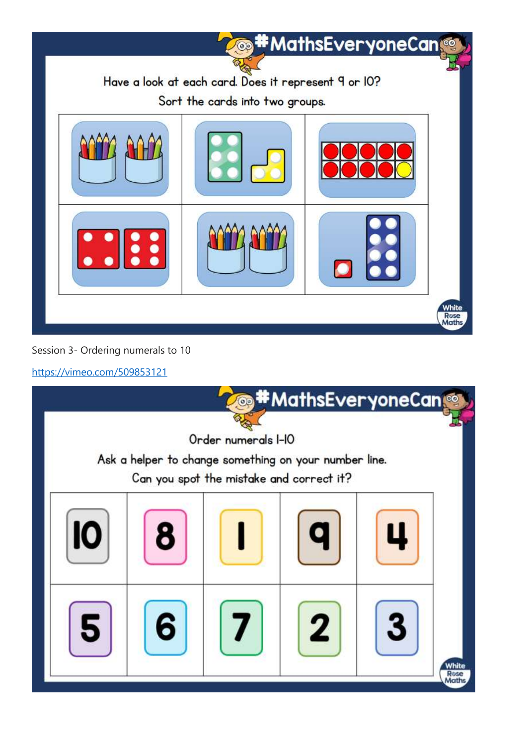#MathsEveryoneCan

Have a look at each card. Does it represent 9 or 10?

Sort the cards into two groups.

Session 3- Ordering numerals to 10

https://vimeo.com/509853121

#MathsEveryoneCan

Order numerals 1-10

Ask a helper to change something on your number line.

Can you spot the mistake and correct it?

| 10 | 8 | 1 | 9 | 4 |
|---|---|---|---|---|
| 5 | 6 | 7 | 2 | 3 |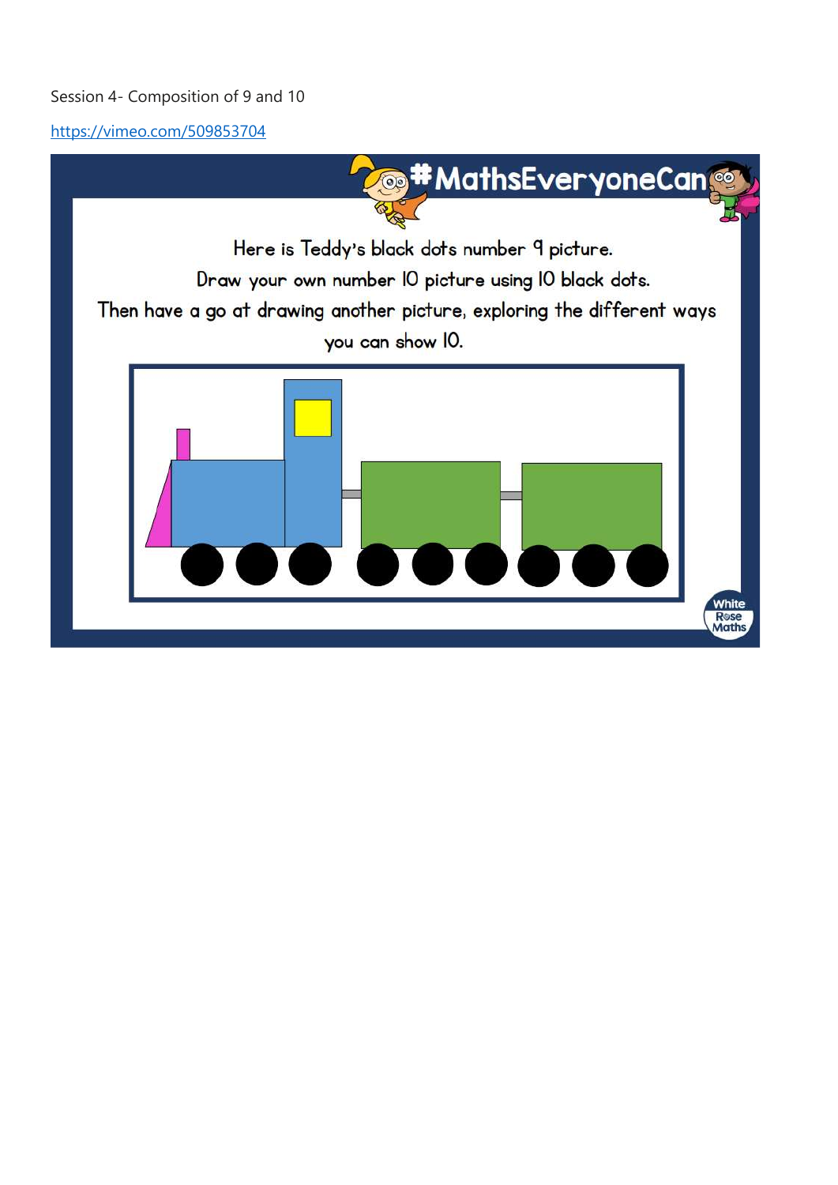Session 4- Composition of 9 and 10

https://vimeo.com/509853704

#MathsEveryoneCan

Here is Teddy's black dots number 9 picture.

Draw your own number 10 picture using 10 black dots.

Then have a go at drawing another picture, exploring the different ways you can show 10.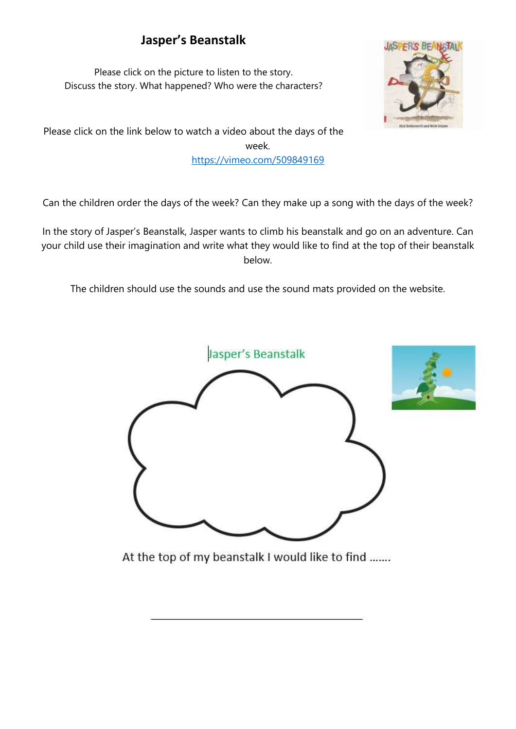# Jasper's Beanstalk

Please click on the picture to listen to the story.
Discuss the story. What happened? Who were the characters?

Please click on the link below to watch a video about the days of the week.
[https://vimeo.com/509849169](https://vimeo.com/509849169)

Can the children order the days of the week? Can they make up a song with the days of the week?

In the story of Jasper's Beanstalk, Jasper wants to climb his beanstalk and go on an adventure. Can your child use their imagination and write what they would like to find at the top of their beanstalk below.

The children should use the sounds and use the sound mats provided on the website.

Jasper's Beanstalk

At the top of my beanstalk I would like to find .......

_______________________________________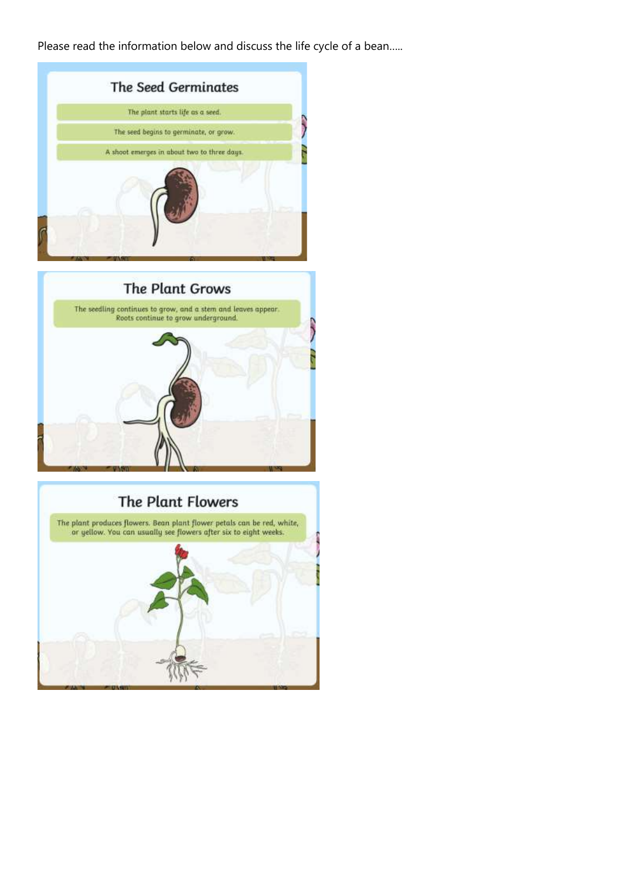Please read the information below and discuss the life cycle of a bean.....

## The Seed Germinates

The plant starts life as a seed.

The seed begins to germinate, or grow.

A shoot emerges in about two to three days.

## The Plant Grows

The seedling continues to grow, and a stem and leaves appear. Roots continue to grow underground.

## The Plant Flowers

The plant produces flowers. Bean plant flower petals can be red, white, or yellow. You can usually see flowers after six to eight weeks.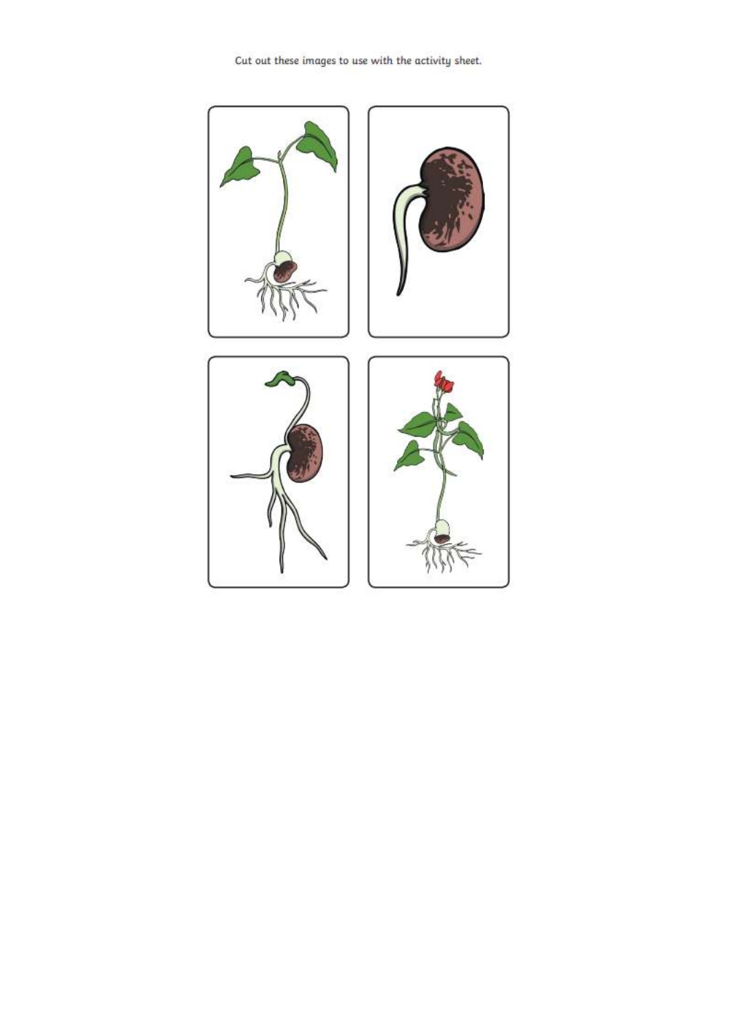Cut out these images to use with the activity sheet.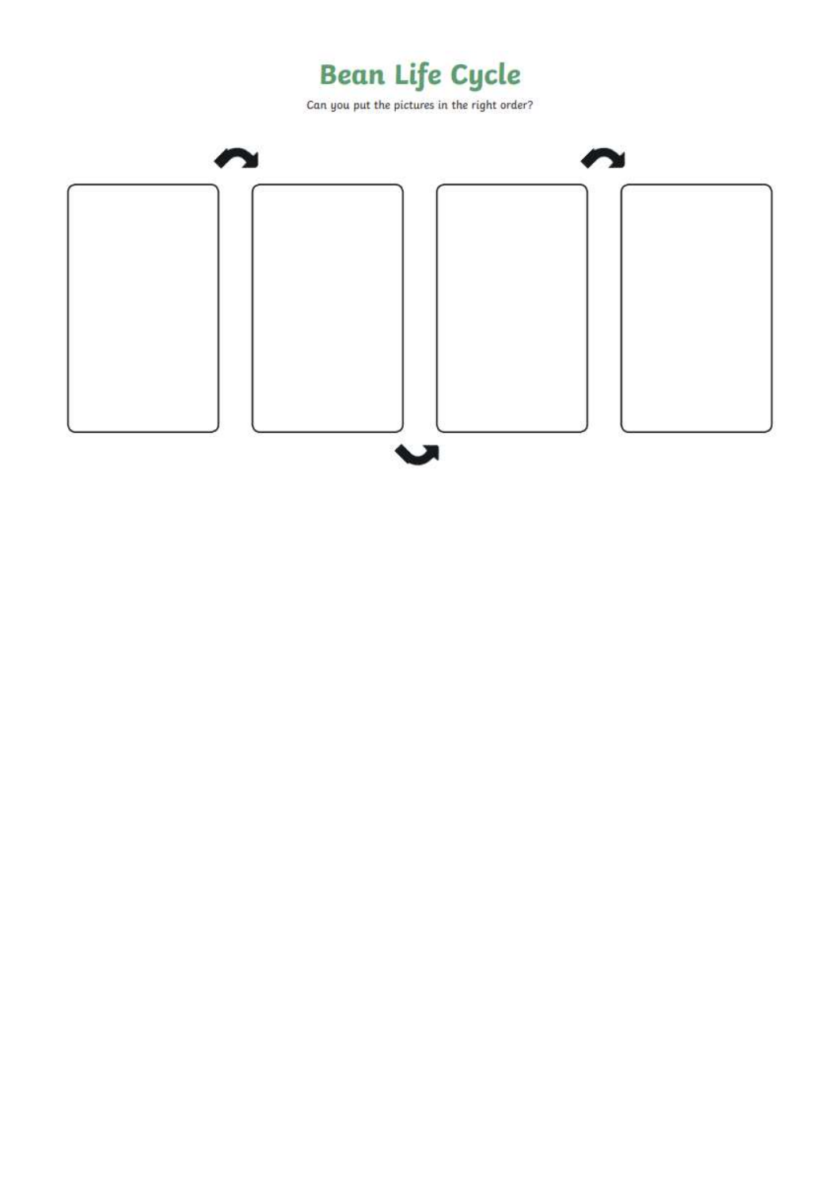# Bean Life Cycle

Can you put the pictures in the right order?